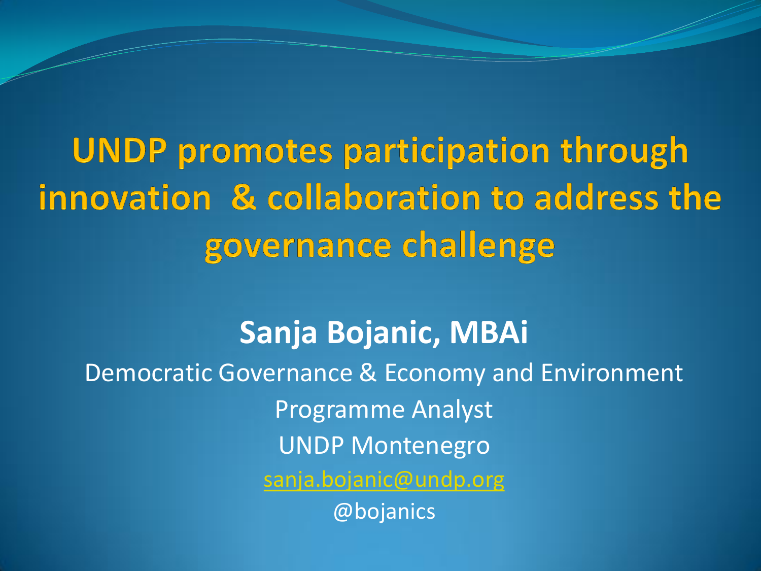# UNDP promotes participation through innovation & collaboration to address the governance challenge

**Sanja Bojanic, MBAi**

Democratic Governance & Economy and Environment

Programme Analyst

UNDP Montenegro

sanja.bojanic@undp.org

@bojanics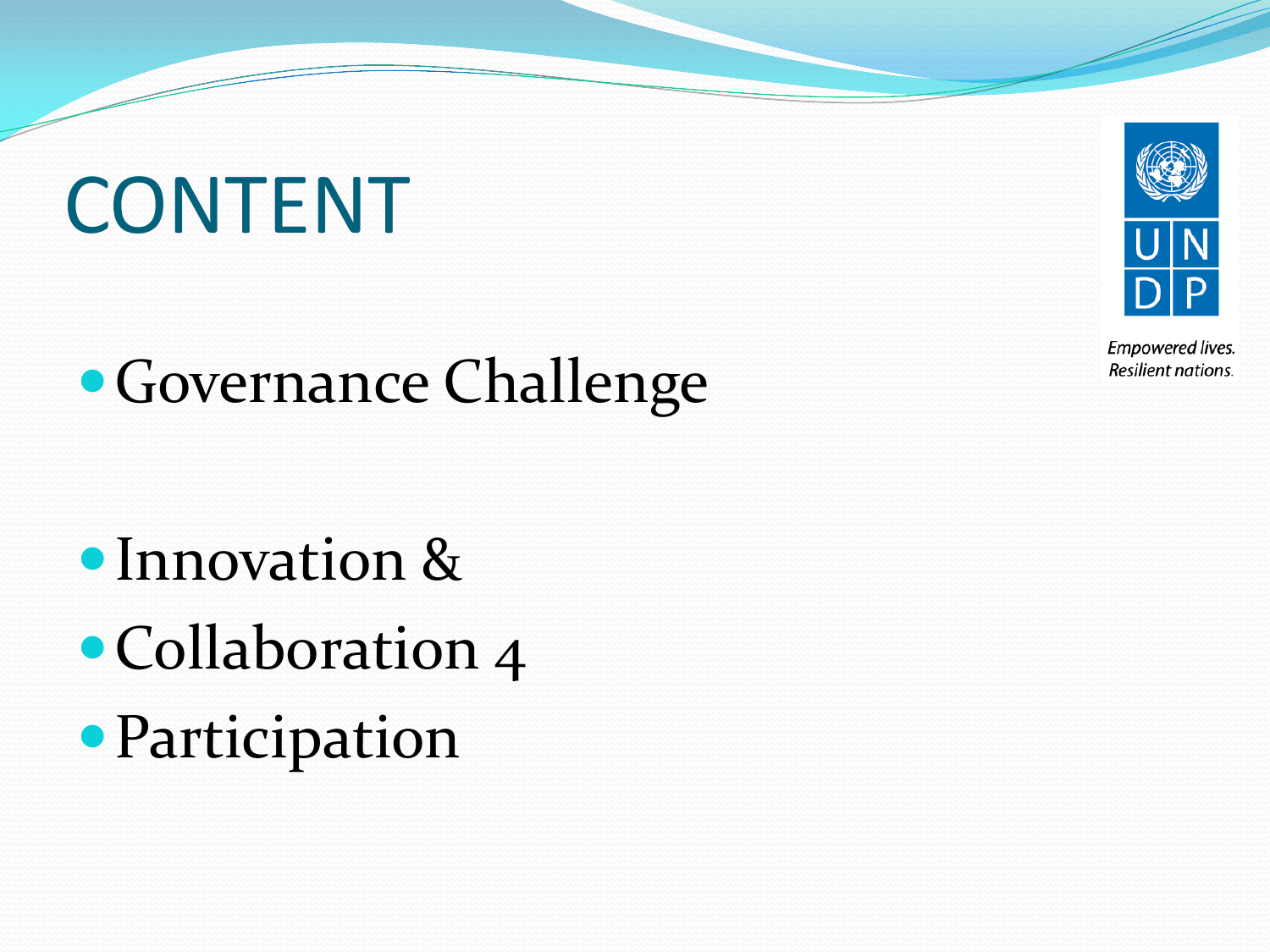# CONTENT

- Governance Challenge

- Innovation &
- Collaboration 4
- Participation

Empowered lives.
Resilient nations.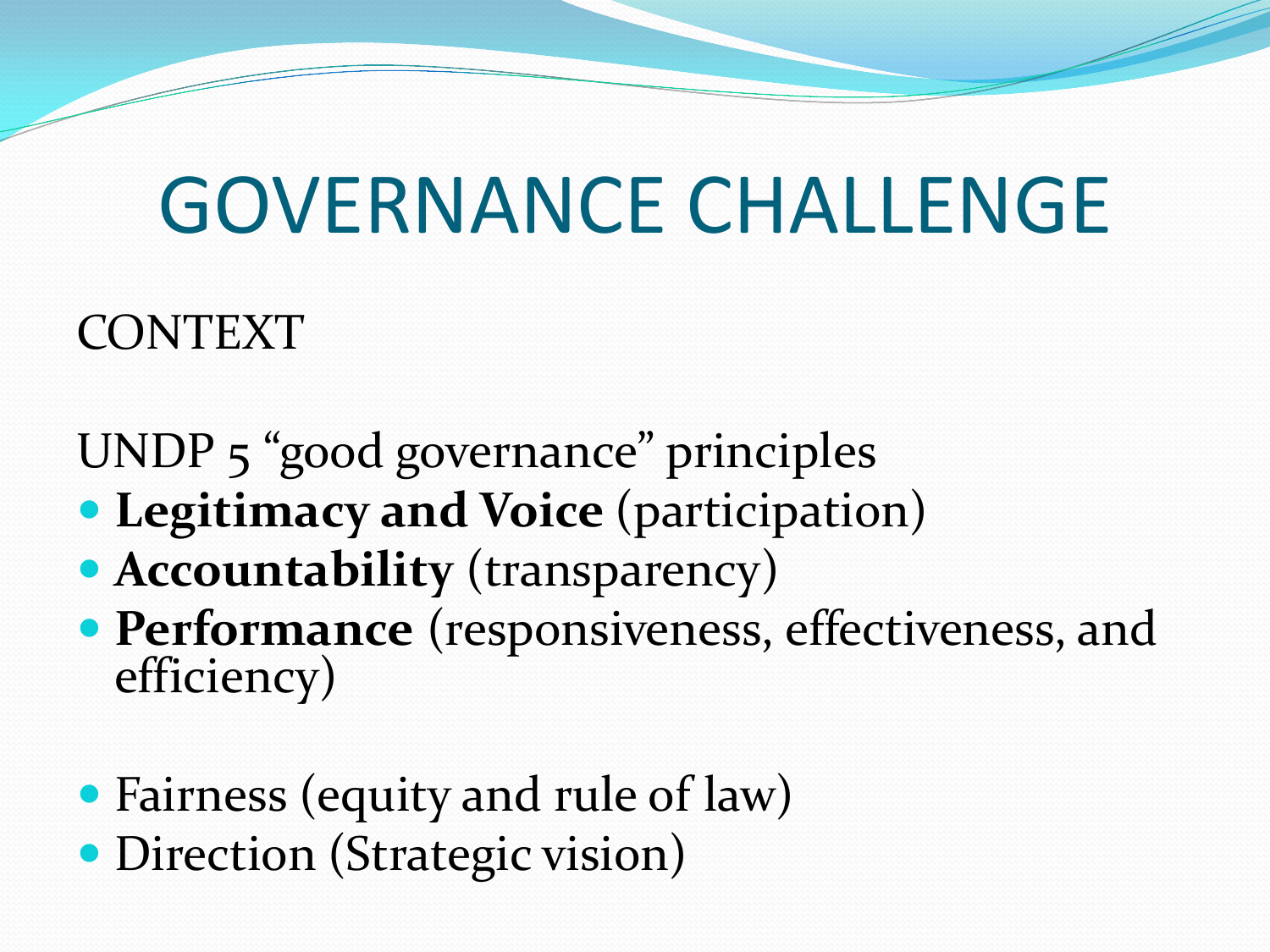# GOVERNANCE CHALLENGE

CONTEXT

UNDP 5 "good governance" principles

- **Legitimacy and Voice** (participation)
- **Accountability** (transparency)
- **Performance** (responsiveness, effectiveness, and efficiency)

- Fairness (equity and rule of law)
- Direction (Strategic vision)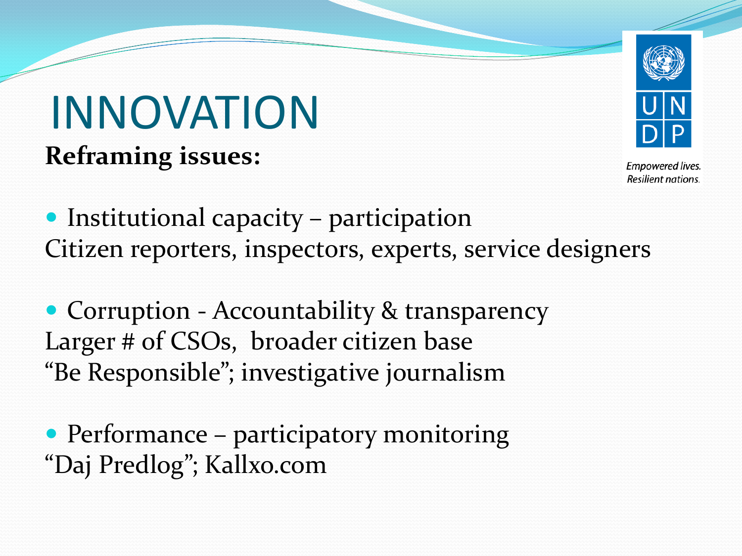# INNOVATION

**Reframing issues:**

- Institutional capacity – participation

Citizen reporters, inspectors, experts, service designers

- Corruption - Accountability & transparency

Larger # of CSOs, broader citizen base

"Be Responsible"; investigative journalism

- Performance – participatory monitoring

"Daj Predlog"; Kallxo.com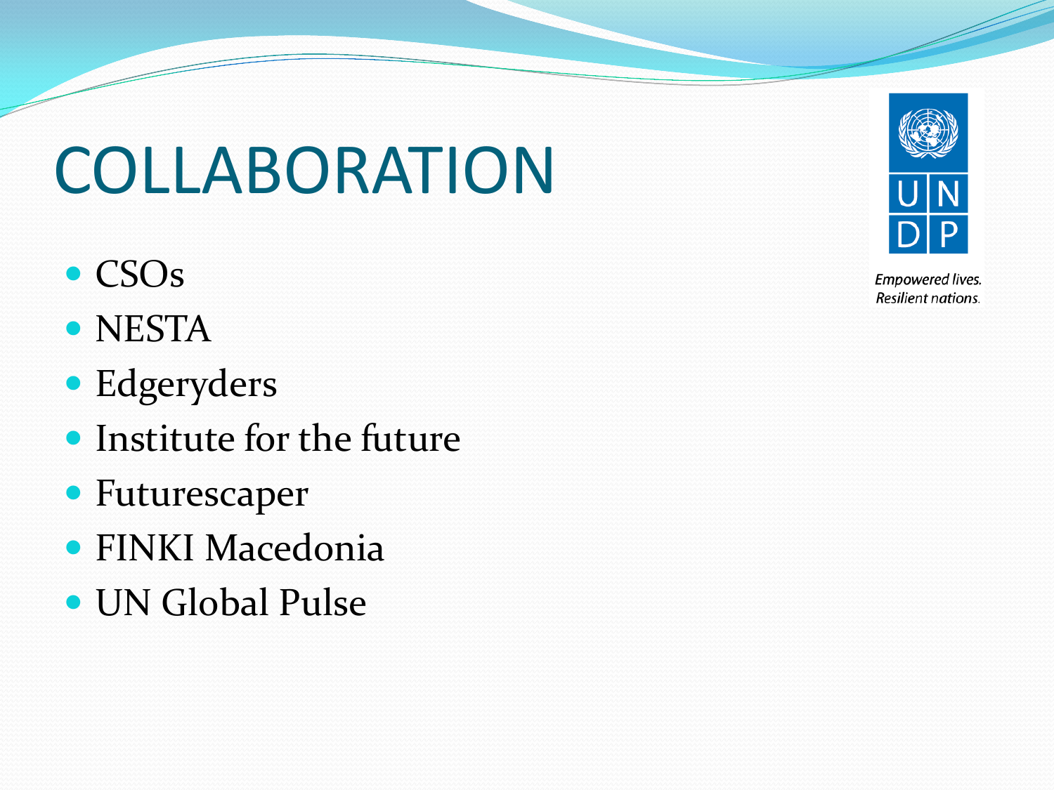# COLLABORATION

- CSOs
- NESTA
- Edgeryders
- Institute for the future
- Futurescaper
- FINKI Macedonia
- UN Global Pulse

UNDP
*Empowered lives. Resilient nations.*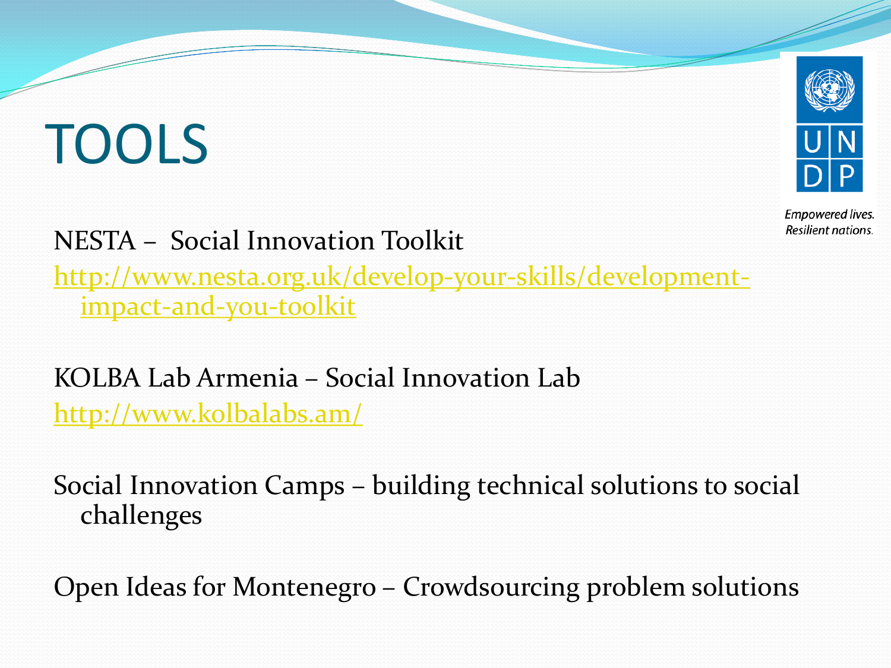# TOOLS

NESTA – Social Innovation Toolkit

http://www.nesta.org.uk/develop-your-skills/development-impact-and-you-toolkit

KOLBA Lab Armenia – Social Innovation Lab

http://www.kolbalabs.am/

Social Innovation Camps – building technical solutions to social challenges

Open Ideas for Montenegro – Crowdsourcing problem solutions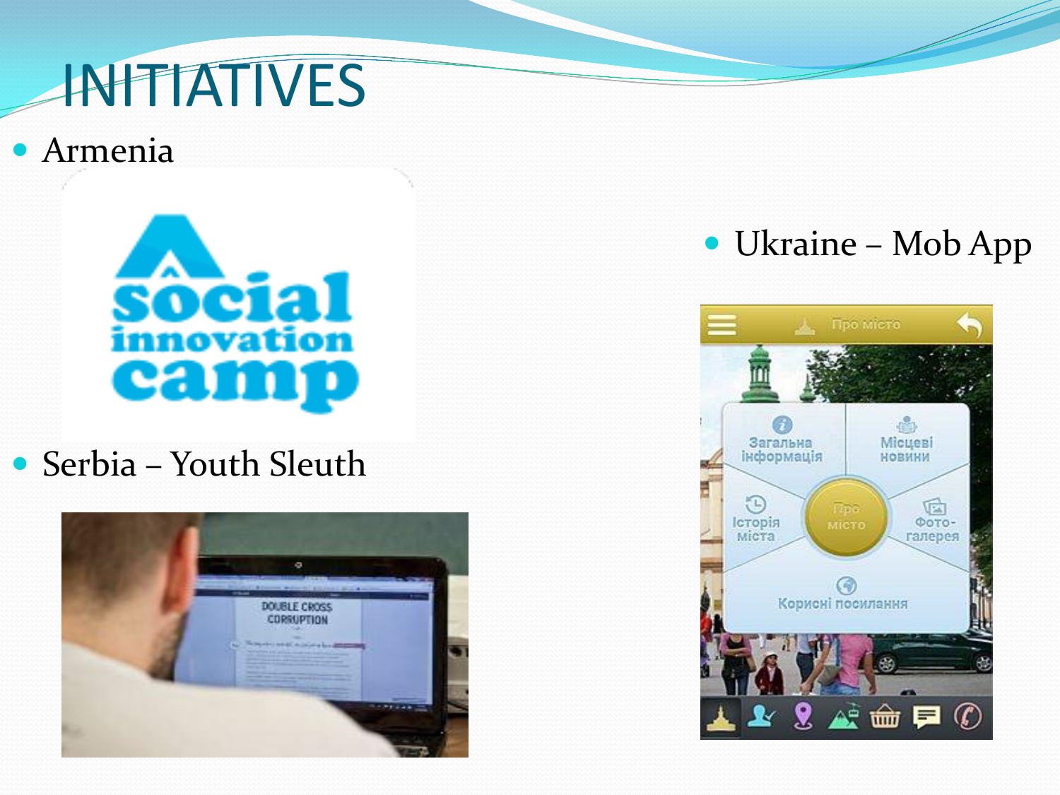# INITIATIVES

- Armenia
- Serbia – Youth Sleuth
- Ukraine – Mob App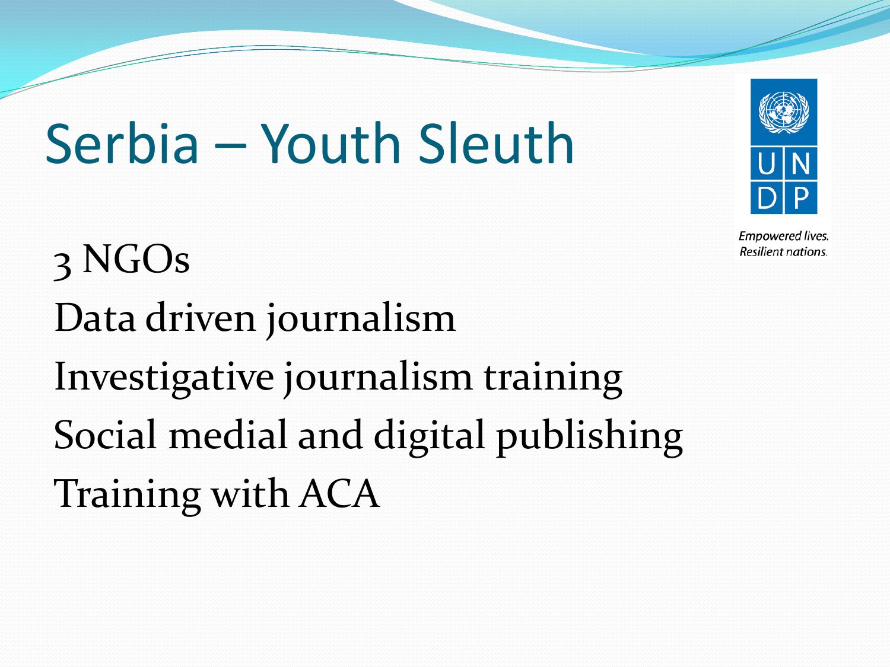# Serbia – Youth Sleuth

3 NGOs

Data driven journalism

Investigative journalism training

Social medial and digital publishing

Training with ACA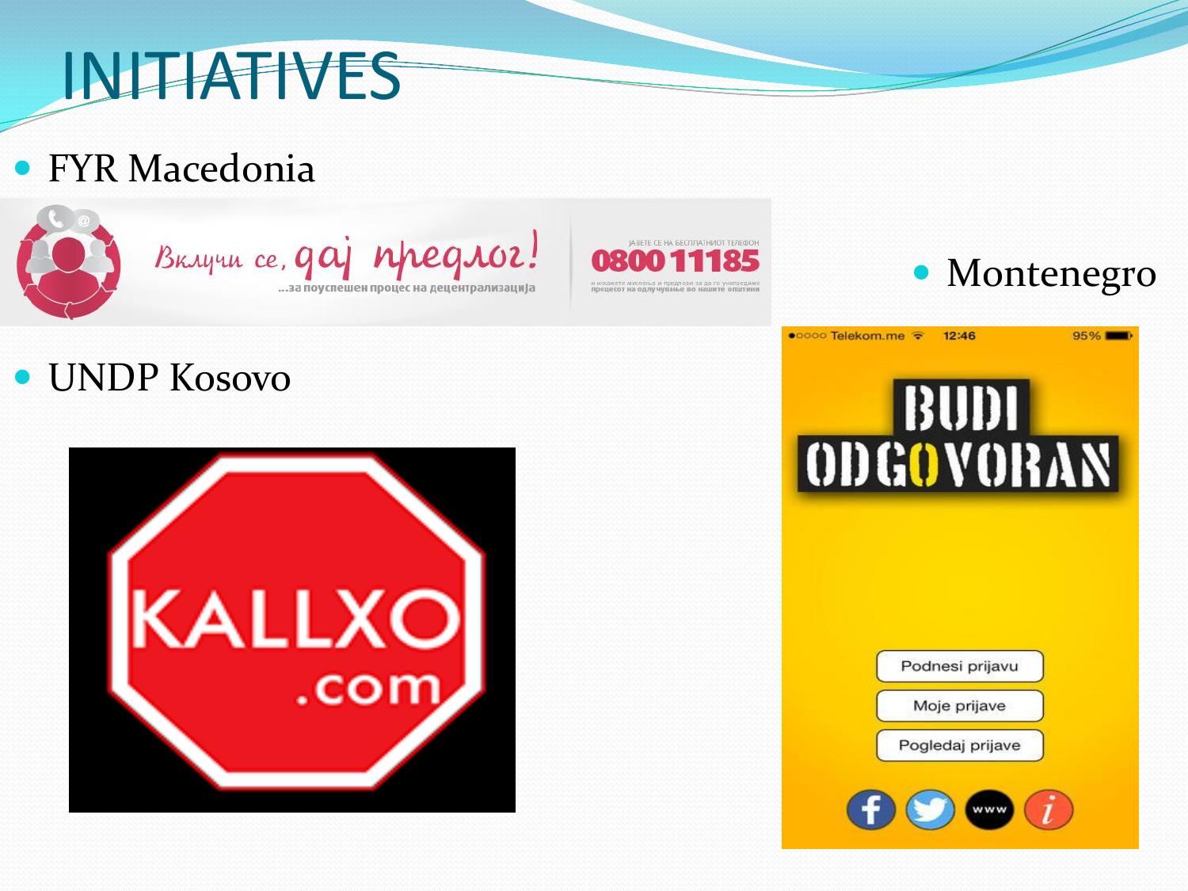# INITIATIVES

- FYR Macedonia

Вклучи се, дај предлог! ...за поуспешен процес на децентрализација

ЈАВЕТЕ СЕ НА БЕСПЛАТНИОТ ТЕЛЕФОН **0800 11185** и искажете мислења и предлози за да го унапредиме процесот на одлучување во нашите општини

- UNDP Kosovo

KALLXO .com

- Montenegro

BUDI ODGOVORAN

Podnesi prijavu

Moje prijave

Pogledaj prijave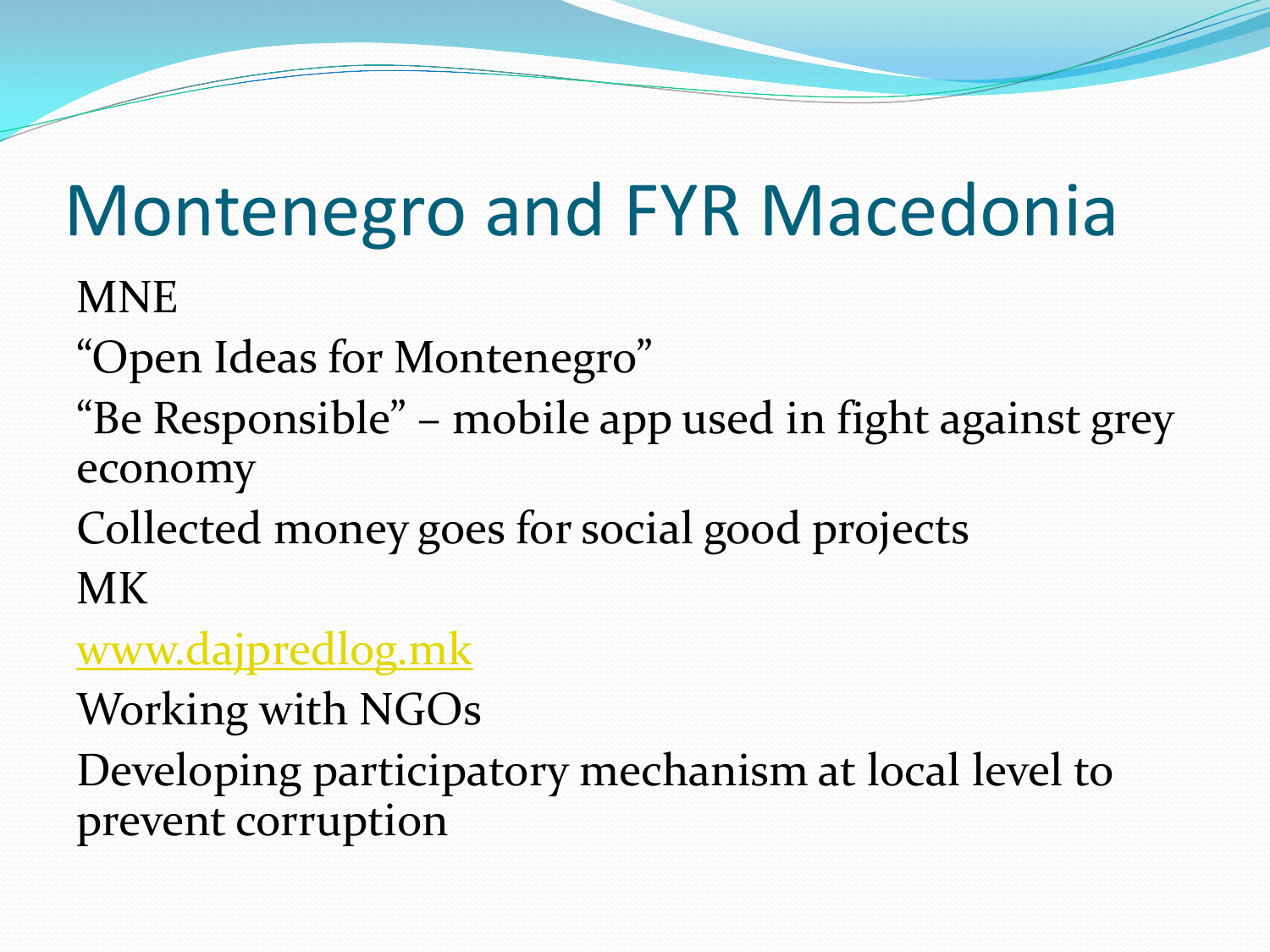# Montenegro and FYR Macedonia

MNE

“Open Ideas for Montenegro”

“Be Responsible” – mobile app used in fight against grey economy

Collected money goes for social good projects

MK

www.dajpredlog.mk

Working with NGOs

Developing participatory mechanism at local level to prevent corruption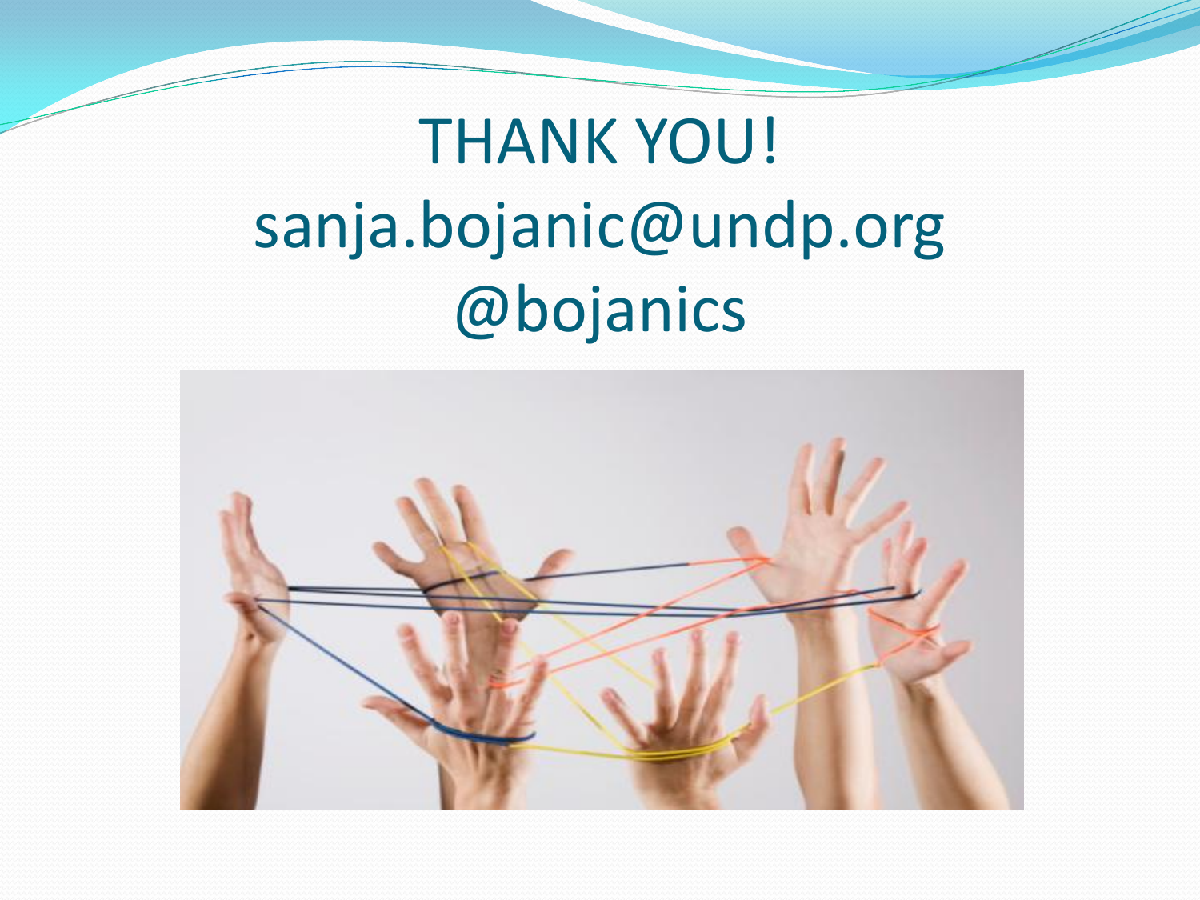# THANK YOU!

sanja.bojanic@undp.org

@bojanics